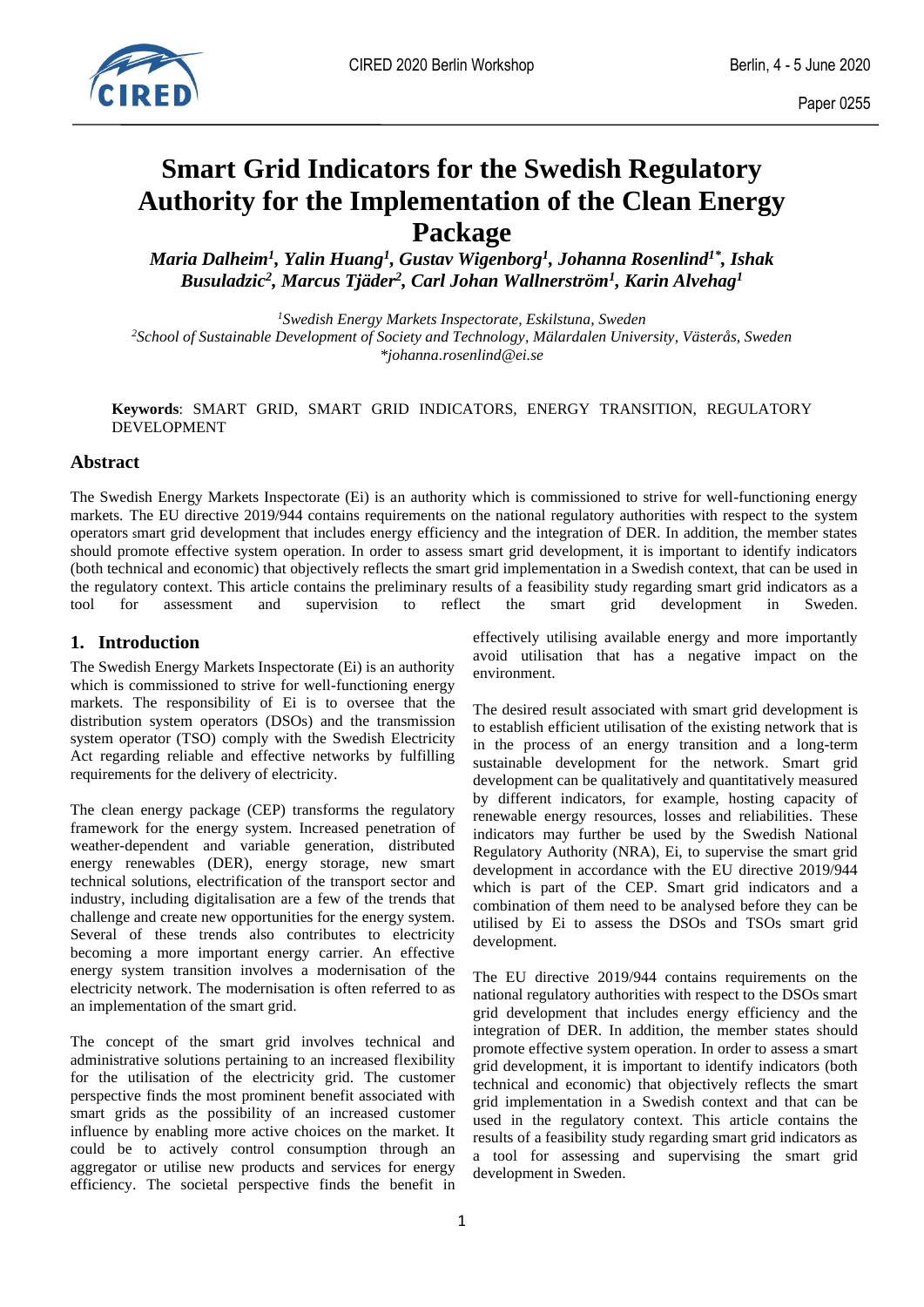# Smart Grid Indicators for the Swedish Regulatory Authority for the Implementation of the Clean Energy Package

***Maria Dalheim[1], Yalin Huang[1], Gustav Wigenborg[1], Johanna Rosenlind[1*], Ishak Busuladzic[2], Marcus Tjäder[2], Carl Johan Wallnerström[1], Karin Alvehag[1]***

*[1]Swedish Energy Markets Inspectorate, Eskilstuna, Sweden*
*[2]School of Sustainable Development of Society and Technology, Mälardalen University, Västerås, Sweden*
*\*johanna.rosenlind@ei.se*

**Keywords**: SMART GRID, SMART GRID INDICATORS, ENERGY TRANSITION, REGULATORY DEVELOPMENT

## Abstract

The Swedish Energy Markets Inspectorate (Ei) is an authority which is commissioned to strive for well-functioning energy markets. The EU directive 2019/944 contains requirements on the national regulatory authorities with respect to the system operators smart grid development that includes energy efficiency and the integration of DER. In addition, the member states should promote effective system operation. In order to assess smart grid development, it is important to identify indicators (both technical and economic) that objectively reflects the smart grid implementation in a Swedish context, that can be used in the regulatory context. This article contains the preliminary results of a feasibility study regarding smart grid indicators as a tool for assessment and supervision to reflect the smart grid development in Sweden.

## 1. Introduction

The Swedish Energy Markets Inspectorate (Ei) is an authority which is commissioned to strive for well-functioning energy markets. The responsibility of Ei is to oversee that the distribution system operators (DSOs) and the transmission system operator (TSO) comply with the Swedish Electricity Act regarding reliable and effective networks by fulfilling requirements for the delivery of electricity.

The clean energy package (CEP) transforms the regulatory framework for the energy system. Increased penetration of weather-dependent and variable generation, distributed energy renewables (DER), energy storage, new smart technical solutions, electrification of the transport sector and industry, including digitalisation are a few of the trends that challenge and create new opportunities for the energy system. Several of these trends also contributes to electricity becoming a more important energy carrier. An effective energy system transition involves a modernisation of the electricity network. The modernisation is often referred to as an implementation of the smart grid.

The concept of the smart grid involves technical and administrative solutions pertaining to an increased flexibility for the utilisation of the electricity grid. The customer perspective finds the most prominent benefit associated with smart grids as the possibility of an increased customer influence by enabling more active choices on the market. It could be to actively control consumption through an aggregator or utilise new products and services for energy efficiency. The societal perspective finds the benefit in effectively utilising available energy and more importantly avoid utilisation that has a negative impact on the environment.

The desired result associated with smart grid development is to establish efficient utilisation of the existing network that is in the process of an energy transition and a long-term sustainable development for the network. Smart grid development can be qualitatively and quantitatively measured by different indicators, for example, hosting capacity of renewable energy resources, losses and reliabilities. These indicators may further be used by the Swedish National Regulatory Authority (NRA), Ei, to supervise the smart grid development in accordance with the EU directive 2019/944 which is part of the CEP. Smart grid indicators and a combination of them need to be analysed before they can be utilised by Ei to assess the DSOs and TSOs smart grid development.

The EU directive 2019/944 contains requirements on the national regulatory authorities with respect to the DSOs smart grid development that includes energy efficiency and the integration of DER. In addition, the member states should promote effective system operation. In order to assess a smart grid development, it is important to identify indicators (both technical and economic) that objectively reflects the smart grid implementation in a Swedish context and that can be used in the regulatory context. This article contains the results of a feasibility study regarding smart grid indicators as a tool for assessing and supervising the smart grid development in Sweden.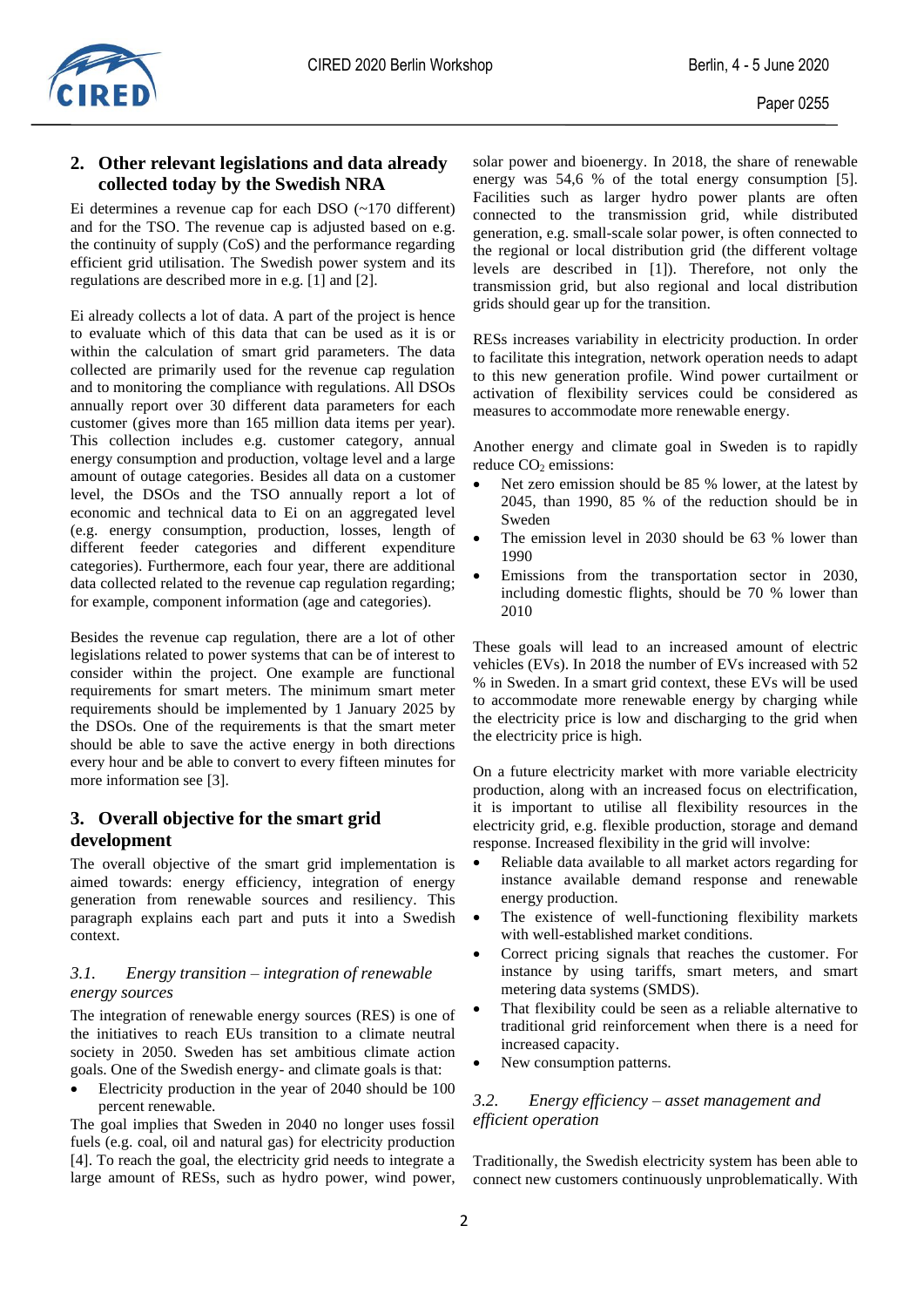## 2. Other relevant legislations and data already collected today by the Swedish NRA

Ei determines a revenue cap for each DSO (~170 different) and for the TSO. The revenue cap is adjusted based on e.g. the continuity of supply (CoS) and the performance regarding efficient grid utilisation. The Swedish power system and its regulations are described more in e.g. [1] and [2].

Ei already collects a lot of data. A part of the project is hence to evaluate which of this data that can be used as it is or within the calculation of smart grid parameters. The data collected are primarily used for the revenue cap regulation and to monitoring the compliance with regulations. All DSOs annually report over 30 different data parameters for each customer (gives more than 165 million data items per year). This collection includes e.g. customer category, annual energy consumption and production, voltage level and a large amount of outage categories. Besides all data on a customer level, the DSOs and the TSO annually report a lot of economic and technical data to Ei on an aggregated level (e.g. energy consumption, production, losses, length of different feeder categories and different expenditure categories). Furthermore, each four year, there are additional data collected related to the revenue cap regulation regarding; for example, component information (age and categories).

Besides the revenue cap regulation, there are a lot of other legislations related to power systems that can be of interest to consider within the project. One example are functional requirements for smart meters. The minimum smart meter requirements should be implemented by 1 January 2025 by the DSOs. One of the requirements is that the smart meter should be able to save the active energy in both directions every hour and be able to convert to every fifteen minutes for more information see [3].

## 3. Overall objective for the smart grid development

The overall objective of the smart grid implementation is aimed towards: energy efficiency, integration of energy generation from renewable sources and resiliency. This paragraph explains each part and puts it into a Swedish context.

### *3.1. Energy transition – integration of renewable energy sources*

The integration of renewable energy sources (RES) is one of the initiatives to reach EUs transition to a climate neutral society in 2050. Sweden has set ambitious climate action goals. One of the Swedish energy- and climate goals is that:

- Electricity production in the year of 2040 should be 100 percent renewable.

The goal implies that Sweden in 2040 no longer uses fossil fuels (e.g. coal, oil and natural gas) for electricity production [4]. To reach the goal, the electricity grid needs to integrate a large amount of RESs, such as hydro power, wind power, solar power and bioenergy. In 2018, the share of renewable energy was 54,6 % of the total energy consumption [5]. Facilities such as larger hydro power plants are often connected to the transmission grid, while distributed generation, e.g. small-scale solar power, is often connected to the regional or local distribution grid (the different voltage levels are described in [1]). Therefore, not only the transmission grid, but also regional and local distribution grids should gear up for the transition.

RESs increases variability in electricity production. In order to facilitate this integration, network operation needs to adapt to this new generation profile. Wind power curtailment or activation of flexibility services could be considered as measures to accommodate more renewable energy.

Another energy and climate goal in Sweden is to rapidly reduce $CO_2$ emissions:

- Net zero emission should be 85 % lower, at the latest by 2045, than 1990, 85 % of the reduction should be in Sweden
- The emission level in 2030 should be 63 % lower than 1990
- Emissions from the transportation sector in 2030, including domestic flights, should be 70 % lower than 2010

These goals will lead to an increased amount of electric vehicles (EVs). In 2018 the number of EVs increased with 52 % in Sweden. In a smart grid context, these EVs will be used to accommodate more renewable energy by charging while the electricity price is low and discharging to the grid when the electricity price is high.

On a future electricity market with more variable electricity production, along with an increased focus on electrification, it is important to utilise all flexibility resources in the electricity grid, e.g. flexible production, storage and demand response. Increased flexibility in the grid will involve:

- Reliable data available to all market actors regarding for instance available demand response and renewable energy production.
- The existence of well-functioning flexibility markets with well-established market conditions.
- Correct pricing signals that reaches the customer. For instance by using tariffs, smart meters, and smart metering data systems (SMDS).
- That flexibility could be seen as a reliable alternative to traditional grid reinforcement when there is a need for increased capacity.
- New consumption patterns.

### *3.2. Energy efficiency – asset management and efficient operation*

Traditionally, the Swedish electricity system has been able to connect new customers continuously unproblematically. With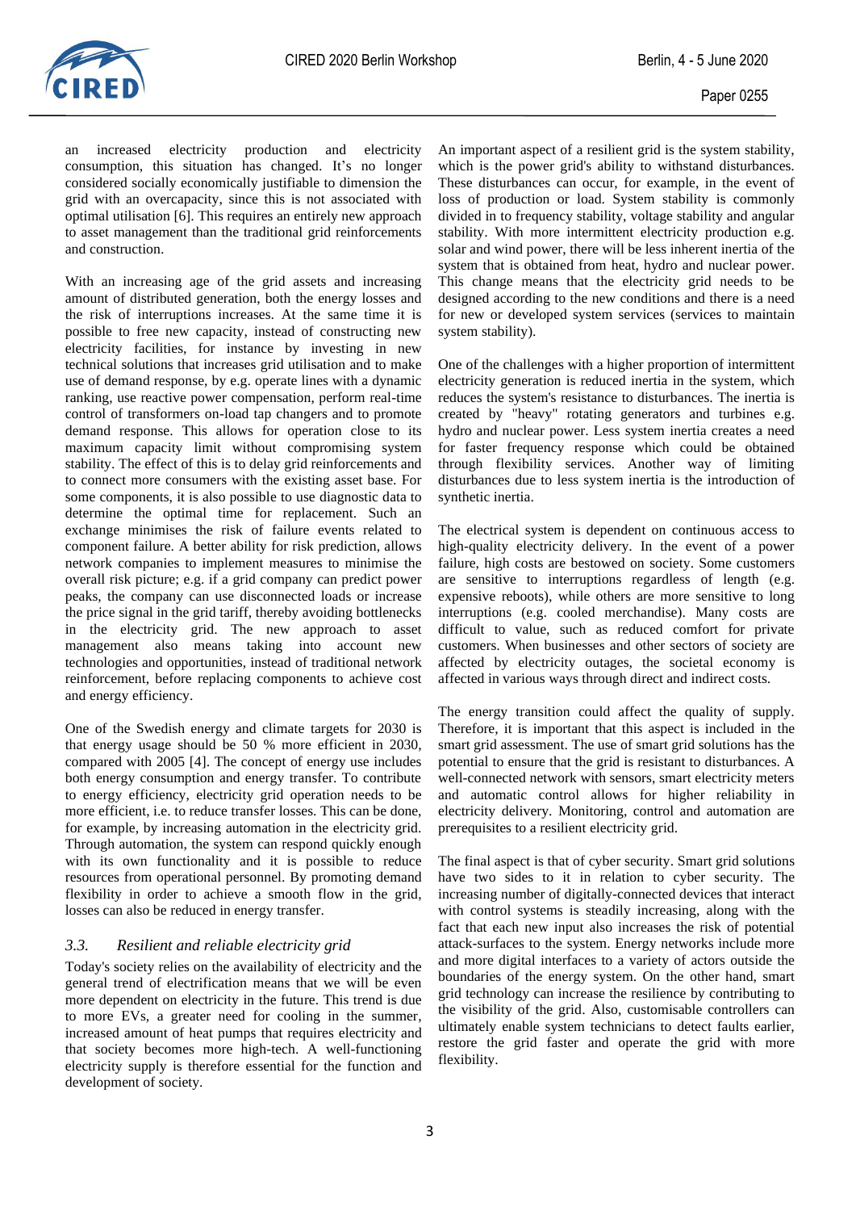an increased electricity production and electricity consumption, this situation has changed. It's no longer considered socially economically justifiable to dimension the grid with an overcapacity, since this is not associated with optimal utilisation [6]. This requires an entirely new approach to asset management than the traditional grid reinforcements and construction.

With an increasing age of the grid assets and increasing amount of distributed generation, both the energy losses and the risk of interruptions increases. At the same time it is possible to free new capacity, instead of constructing new electricity facilities, for instance by investing in new technical solutions that increases grid utilisation and to make use of demand response, by e.g. operate lines with a dynamic ranking, use reactive power compensation, perform real-time control of transformers on-load tap changers and to promote demand response. This allows for operation close to its maximum capacity limit without compromising system stability. The effect of this is to delay grid reinforcements and to connect more consumers with the existing asset base. For some components, it is also possible to use diagnostic data to determine the optimal time for replacement. Such an exchange minimises the risk of failure events related to component failure. A better ability for risk prediction, allows network companies to implement measures to minimise the overall risk picture; e.g. if a grid company can predict power peaks, the company can use disconnected loads or increase the price signal in the grid tariff, thereby avoiding bottlenecks in the electricity grid. The new approach to asset management also means taking into account new technologies and opportunities, instead of traditional network reinforcement, before replacing components to achieve cost and energy efficiency.

One of the Swedish energy and climate targets for 2030 is that energy usage should be 50 % more efficient in 2030, compared with 2005 [4]. The concept of energy use includes both energy consumption and energy transfer. To contribute to energy efficiency, electricity grid operation needs to be more efficient, i.e. to reduce transfer losses. This can be done, for example, by increasing automation in the electricity grid. Through automation, the system can respond quickly enough with its own functionality and it is possible to reduce resources from operational personnel. By promoting demand flexibility in order to achieve a smooth flow in the grid, losses can also be reduced in energy transfer.

### *3.3. Resilient and reliable electricity grid*

Today's society relies on the availability of electricity and the general trend of electrification means that we will be even more dependent on electricity in the future. This trend is due to more EVs, a greater need for cooling in the summer, increased amount of heat pumps that requires electricity and that society becomes more high-tech. A well-functioning electricity supply is therefore essential for the function and development of society.

An important aspect of a resilient grid is the system stability, which is the power grid's ability to withstand disturbances. These disturbances can occur, for example, in the event of loss of production or load. System stability is commonly divided in to frequency stability, voltage stability and angular stability. With more intermittent electricity production e.g. solar and wind power, there will be less inherent inertia of the system that is obtained from heat, hydro and nuclear power. This change means that the electricity grid needs to be designed according to the new conditions and there is a need for new or developed system services (services to maintain system stability).

One of the challenges with a higher proportion of intermittent electricity generation is reduced inertia in the system, which reduces the system's resistance to disturbances. The inertia is created by "heavy" rotating generators and turbines e.g. hydro and nuclear power. Less system inertia creates a need for faster frequency response which could be obtained through flexibility services. Another way of limiting disturbances due to less system inertia is the introduction of synthetic inertia.

The electrical system is dependent on continuous access to high-quality electricity delivery. In the event of a power failure, high costs are bestowed on society. Some customers are sensitive to interruptions regardless of length (e.g. expensive reboots), while others are more sensitive to long interruptions (e.g. cooled merchandise). Many costs are difficult to value, such as reduced comfort for private customers. When businesses and other sectors of society are affected by electricity outages, the societal economy is affected in various ways through direct and indirect costs.

The energy transition could affect the quality of supply. Therefore, it is important that this aspect is included in the smart grid assessment. The use of smart grid solutions has the potential to ensure that the grid is resistant to disturbances. A well-connected network with sensors, smart electricity meters and automatic control allows for higher reliability in electricity delivery. Monitoring, control and automation are prerequisites to a resilient electricity grid.

The final aspect is that of cyber security. Smart grid solutions have two sides to it in relation to cyber security. The increasing number of digitally-connected devices that interact with control systems is steadily increasing, along with the fact that each new input also increases the risk of potential attack-surfaces to the system. Energy networks include more and more digital interfaces to a variety of actors outside the boundaries of the energy system. On the other hand, smart grid technology can increase the resilience by contributing to the visibility of the grid. Also, customisable controllers can ultimately enable system technicians to detect faults earlier, restore the grid faster and operate the grid with more flexibility.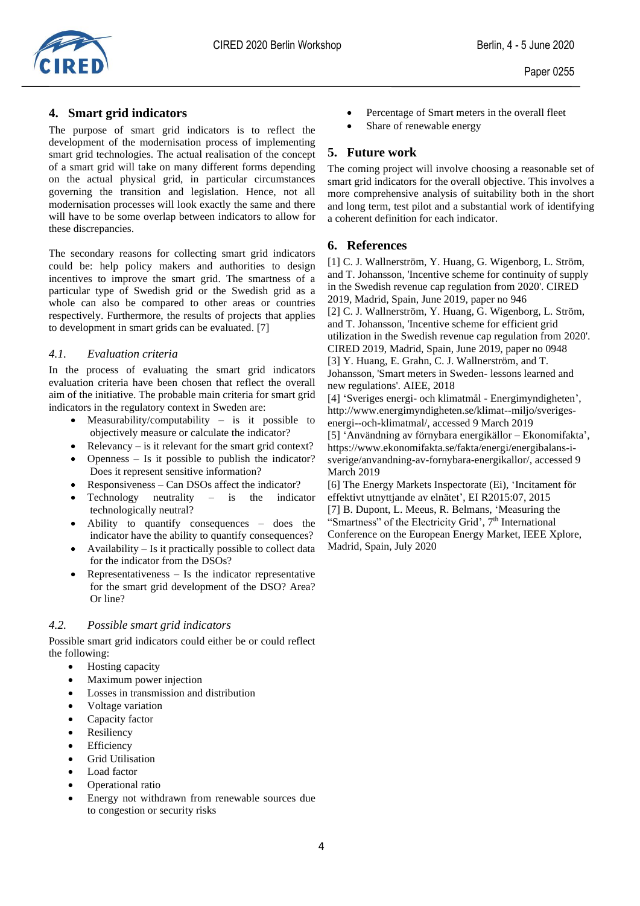## 4. Smart grid indicators

The purpose of smart grid indicators is to reflect the development of the modernisation process of implementing smart grid technologies. The actual realisation of the concept of a smart grid will take on many different forms depending on the actual physical grid, in particular circumstances governing the transition and legislation. Hence, not all modernisation processes will look exactly the same and there will have to be some overlap between indicators to allow for these discrepancies.

The secondary reasons for collecting smart grid indicators could be: help policy makers and authorities to design incentives to improve the smart grid. The smartness of a particular type of Swedish grid or the Swedish grid as a whole can also be compared to other areas or countries respectively. Furthermore, the results of projects that applies to development in smart grids can be evaluated. [7]

### *4.1. Evaluation criteria*

In the process of evaluating the smart grid indicators evaluation criteria have been chosen that reflect the overall aim of the initiative. The probable main criteria for smart grid indicators in the regulatory context in Sweden are:

- Measurability/computability – is it possible to objectively measure or calculate the indicator?
- Relevancy – is it relevant for the smart grid context?
- Openness – Is it possible to publish the indicator? Does it represent sensitive information?
- Responsiveness – Can DSOs affect the indicator?
- Technology neutrality – is the indicator technologically neutral?
- Ability to quantify consequences – does the indicator have the ability to quantify consequences?
- Availability – Is it practically possible to collect data for the indicator from the DSOs?
- Representativeness – Is the indicator representative for the smart grid development of the DSO? Area? Or line?

### *4.2. Possible smart grid indicators*

Possible smart grid indicators could either be or could reflect the following:

- Hosting capacity
- Maximum power injection
- Losses in transmission and distribution
- Voltage variation
- Capacity factor
- Resiliency
- Efficiency
- Grid Utilisation
- Load factor
- Operational ratio
- Energy not withdrawn from renewable sources due to congestion or security risks
- Percentage of Smart meters in the overall fleet
- Share of renewable energy

## 5. Future work

The coming project will involve choosing a reasonable set of smart grid indicators for the overall objective. This involves a more comprehensive analysis of suitability both in the short and long term, test pilot and a substantial work of identifying a coherent definition for each indicator.

## 6. References

[1] C. J. Wallnerström, Y. Huang, G. Wigenborg, L. Ström, and T. Johansson, 'Incentive scheme for continuity of supply in the Swedish revenue cap regulation from 2020'. CIRED 2019, Madrid, Spain, June 2019, paper no 946

[2] C. J. Wallnerström, Y. Huang, G. Wigenborg, L. Ström, and T. Johansson, 'Incentive scheme for efficient grid utilization in the Swedish revenue cap regulation from 2020'. CIRED 2019, Madrid, Spain, June 2019, paper no 0948

[3] Y. Huang, E. Grahn, C. J. Wallnerström, and T. Johansson, 'Smart meters in Sweden- lessons learned and new regulations'. AIEE, 2018

[4] 'Sveriges energi- och klimatmål - Energimyndigheten', http://www.energimyndigheten.se/klimat--miljo/sveriges-energi--och-klimatmal/, accessed 9 March 2019

[5] 'Användning av förnybara energikällor – Ekonomifakta', https://www.ekonomifakta.se/fakta/energi/energibalans-i-sverige/anvandning-av-fornybara-energikallor/, accessed 9 March 2019

[6] The Energy Markets Inspectorate (Ei), 'Incitament för effektivt utnyttjande av elnätet', EI R2015:07, 2015

[7] B. Dupont, L. Meeus, R. Belmans, 'Measuring the "Smartness" of the Electricity Grid', 7th International Conference on the European Energy Market, IEEE Xplore, Madrid, Spain, July 2020